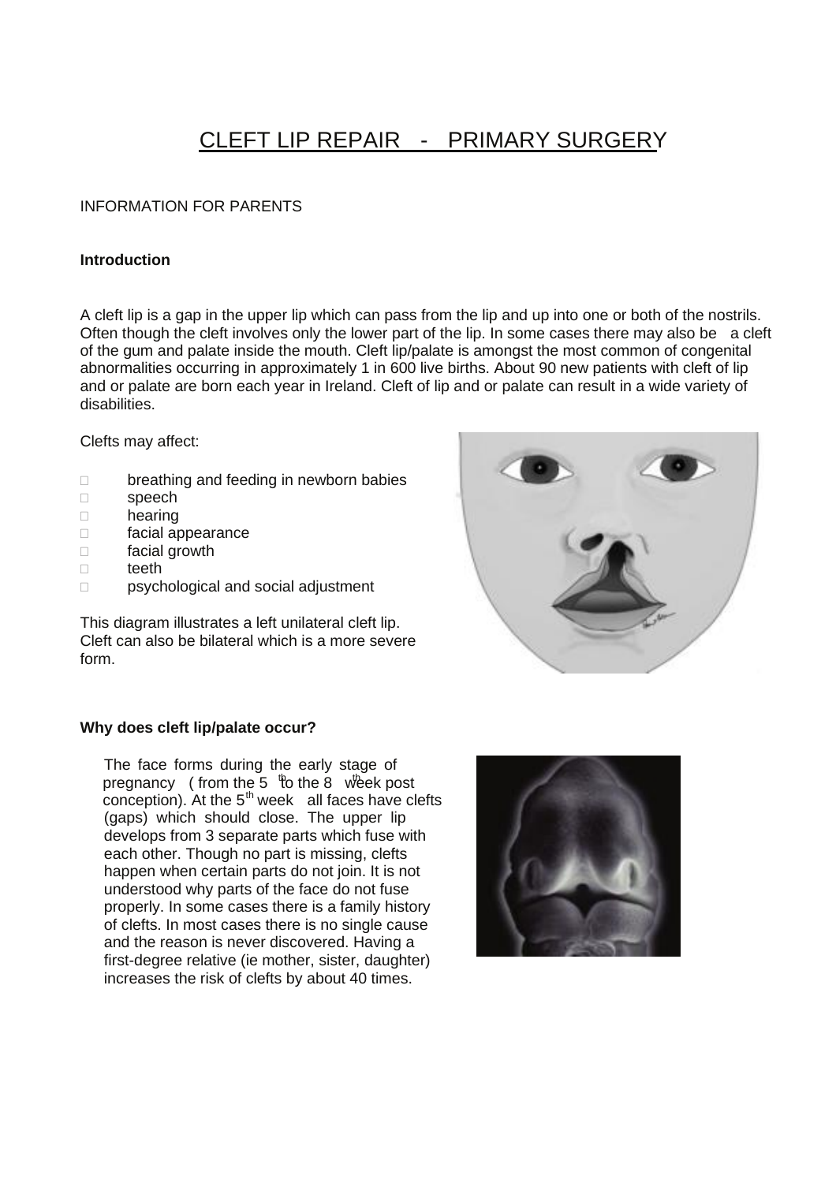# CLEFT LIP REPAIR - PRIMARY SURGERY

INFORMATION FOR PARENTS

**Introduction**

A cleft lip is a gap in the upper lip which can pass from the lip and up into one or both of the nostrils. Often though the cleft involves only the lower part of the lip. In some cases there may also be a cleft of the gum and palate inside the mouth. Cleft lip/palate is amongst the most common of congenital abnormalities occurring in approximately 1 in 600 live births. About 90 new patients with cleft of lip and or palate are born each year in Ireland. Cleft of lip and or palate can result in a wide variety of disabilities.

Clefts may affect:

- breathing and feeding in newborn babies
- speech
- hearing
- facial appearance
- facial growth
- teeth
- psychological and social adjustment

This diagram illustrates a left unilateral cleft lip. Cleft can also be bilateral which is a more severe form.

**Why does cleft lip/palate occur?**

The face forms during the early stage of pregnancy ( from the 5th to the 8th week post conception). At the 5th week all faces have clefts (gaps) which should close. The upper lip develops from 3 separate parts which fuse with each other. Though no part is missing, clefts happen when certain parts do not join. It is not understood why parts of the face do not fuse properly. In some cases there is a family history of clefts. In most cases there is no single cause and the reason is never discovered. Having a first-degree relative (ie mother, sister, daughter) increases the risk of clefts by about 40 times.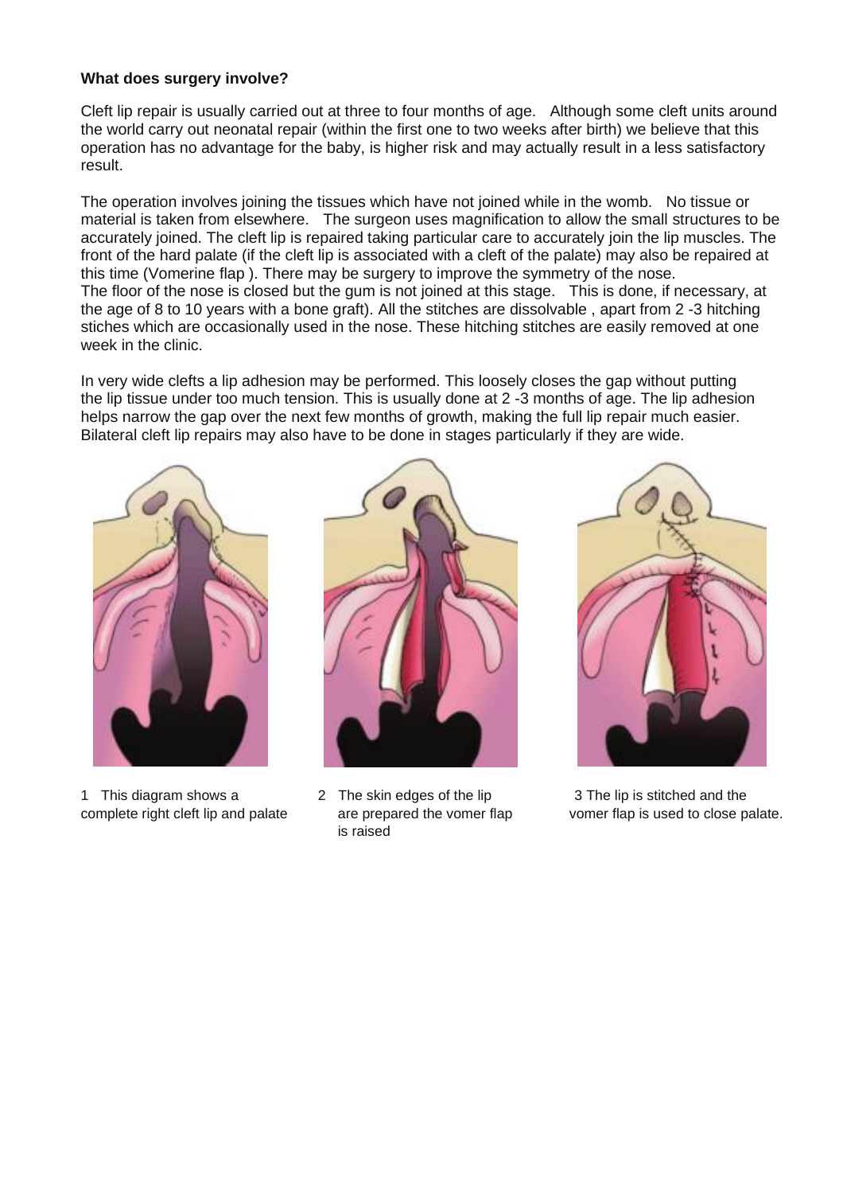**What does surgery involve?**

Cleft lip repair is usually carried out at three to four months of age. Although some cleft units around the world carry out neonatal repair (within the first one to two weeks after birth) we believe that this operation has no advantage for the baby, is higher risk and may actually result in a less satisfactory result.

The operation involves joining the tissues which have not joined while in the womb. No tissue or material is taken from elsewhere. The surgeon uses magnification to allow the small structures to be accurately joined. The cleft lip is repaired taking particular care to accurately join the lip muscles. The front of the hard palate (if the cleft lip is associated with a cleft of the palate) may also be repaired at this time (Vomerine flap ). There may be surgery to improve the symmetry of the nose.
The floor of the nose is closed but the gum is not joined at this stage. This is done, if necessary, at the age of 8 to 10 years with a bone graft). All the stitches are dissolvable , apart from 2 -3 hitching stiches which are occasionally used in the nose. These hitching stitches are easily removed at one week in the clinic.

In very wide clefts a lip adhesion may be performed. This loosely closes the gap without putting the lip tissue under too much tension. This is usually done at 2 -3 months of age. The lip adhesion helps narrow the gap over the next few months of growth, making the full lip repair much easier. Bilateral cleft lip repairs may also have to be done in stages particularly if they are wide.

1 This diagram shows a complete right cleft lip and palate

2 The skin edges of the lip are prepared the vomer flap is raised

3 The lip is stitched and the vomer flap is used to close palate.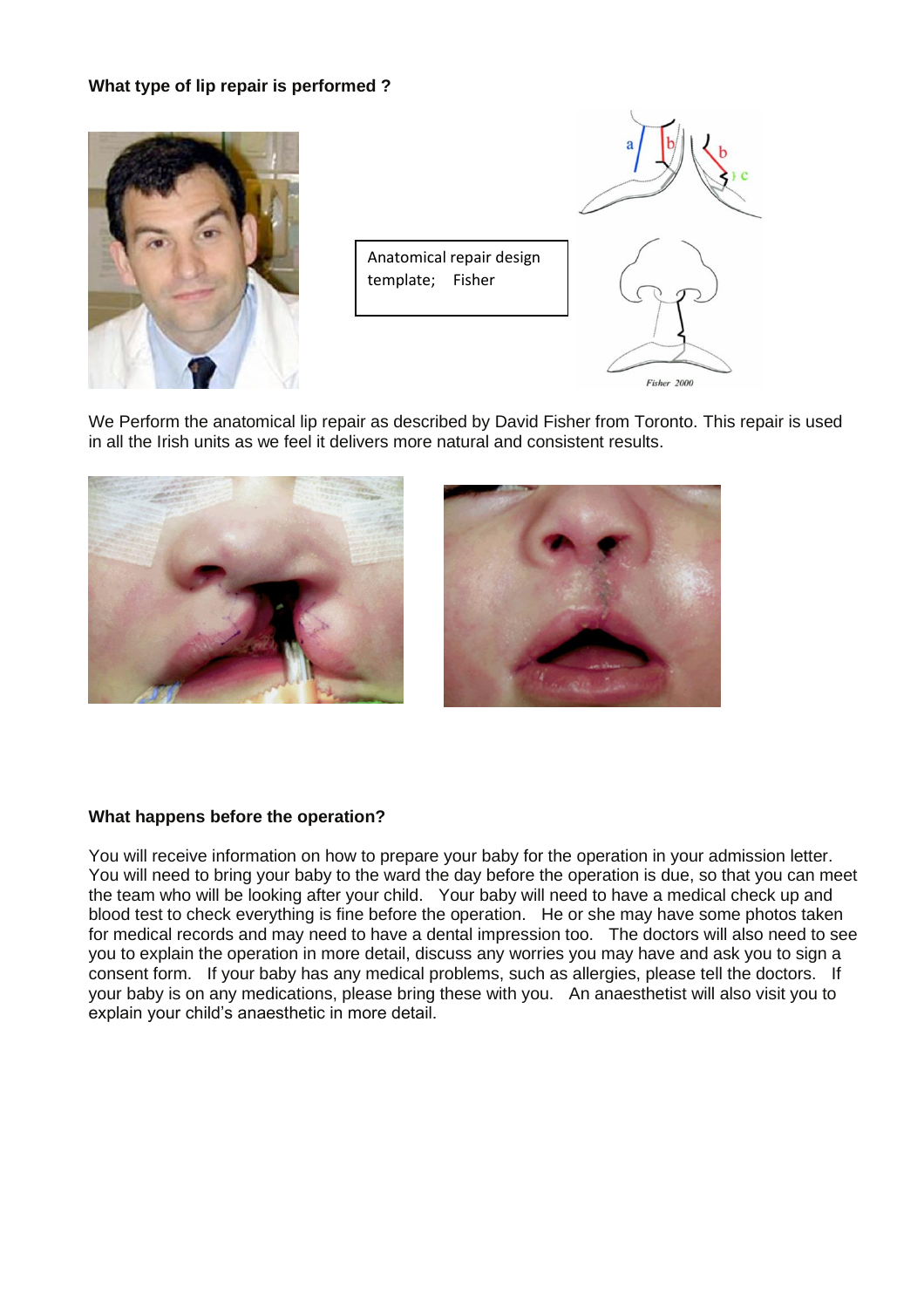### What type of lip repair is performed ?

Anatomical repair design template; Fisher

We Perform the anatomical lip repair as described by David Fisher from Toronto. This repair is used in all the Irish units as we feel it delivers more natural and consistent results.

### What happens before the operation?

You will receive information on how to prepare your baby for the operation in your admission letter. You will need to bring your baby to the ward the day before the operation is due, so that you can meet the team who will be looking after your child. Your baby will need to have a medical check up and blood test to check everything is fine before the operation. He or she may have some photos taken for medical records and may need to have a dental impression too. The doctors will also need to see you to explain the operation in more detail, discuss any worries you may have and ask you to sign a consent form. If your baby has any medical problems, such as allergies, please tell the doctors. If your baby is on any medications, please bring these with you. An anaesthetist will also visit you to explain your child's anaesthetic in more detail.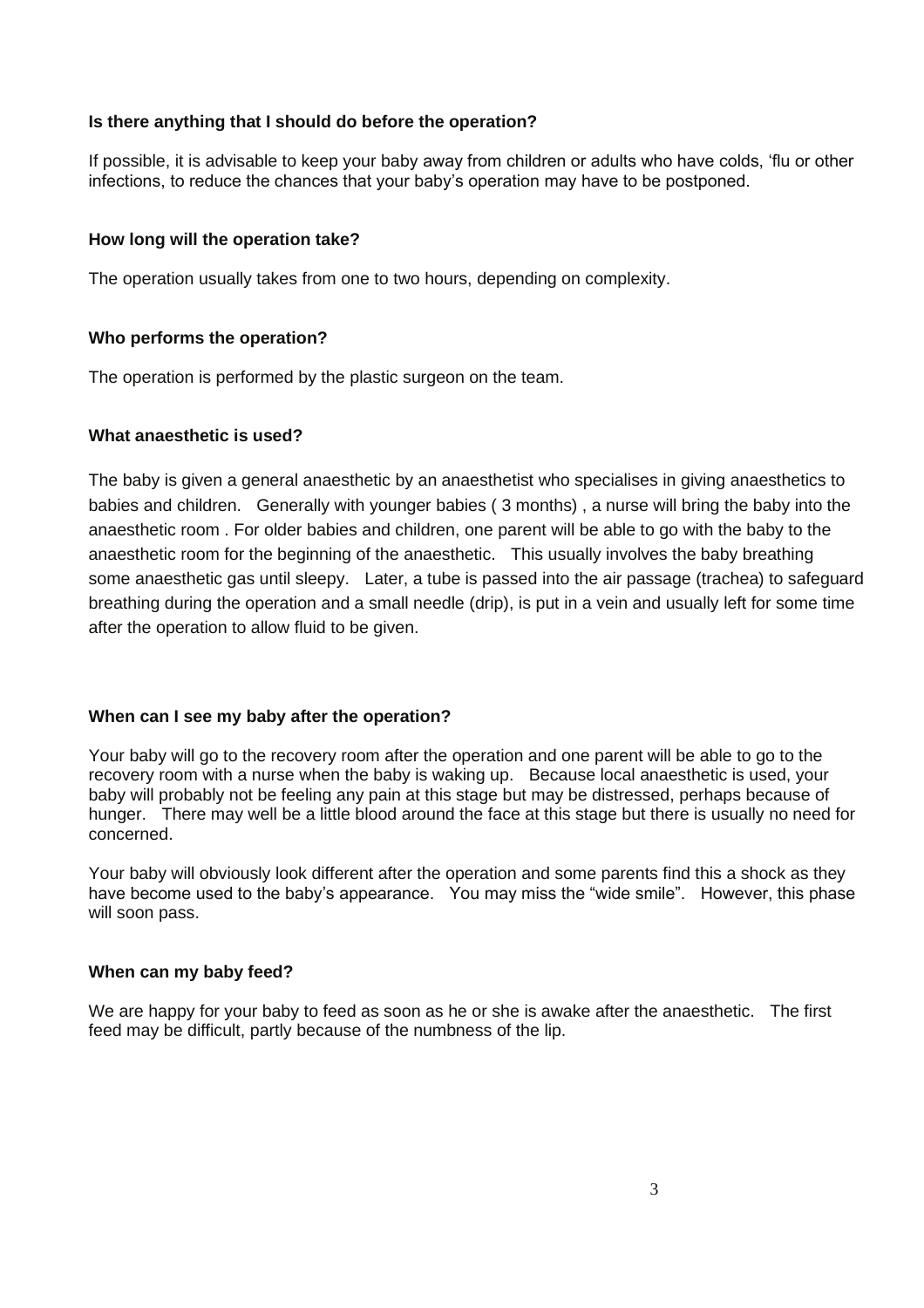**Is there anything that I should do before the operation?**

If possible, it is advisable to keep your baby away from children or adults who have colds, 'flu or other infections, to reduce the chances that your baby's operation may have to be postponed.

**How long will the operation take?**

The operation usually takes from one to two hours, depending on complexity.

**Who performs the operation?**

The operation is performed by the plastic surgeon on the team.

**What anaesthetic is used?**

The baby is given a general anaesthetic by an anaesthetist who specialises in giving anaesthetics to babies and children. Generally with younger babies ( 3 months) , a nurse will bring the baby into the anaesthetic room . For older babies and children, one parent will be able to go with the baby to the anaesthetic room for the beginning of the anaesthetic. This usually involves the baby breathing some anaesthetic gas until sleepy. Later, a tube is passed into the air passage (trachea) to safeguard breathing during the operation and a small needle (drip), is put in a vein and usually left for some time after the operation to allow fluid to be given.

**When can I see my baby after the operation?**

Your baby will go to the recovery room after the operation and one parent will be able to go to the recovery room with a nurse when the baby is waking up. Because local anaesthetic is used, your baby will probably not be feeling any pain at this stage but may be distressed, perhaps because of hunger. There may well be a little blood around the face at this stage but there is usually no need for concerned.

Your baby will obviously look different after the operation and some parents find this a shock as they have become used to the baby's appearance. You may miss the "wide smile". However, this phase will soon pass.

**When can my baby feed?**

We are happy for your baby to feed as soon as he or she is awake after the anaesthetic. The first feed may be difficult, partly because of the numbness of the lip.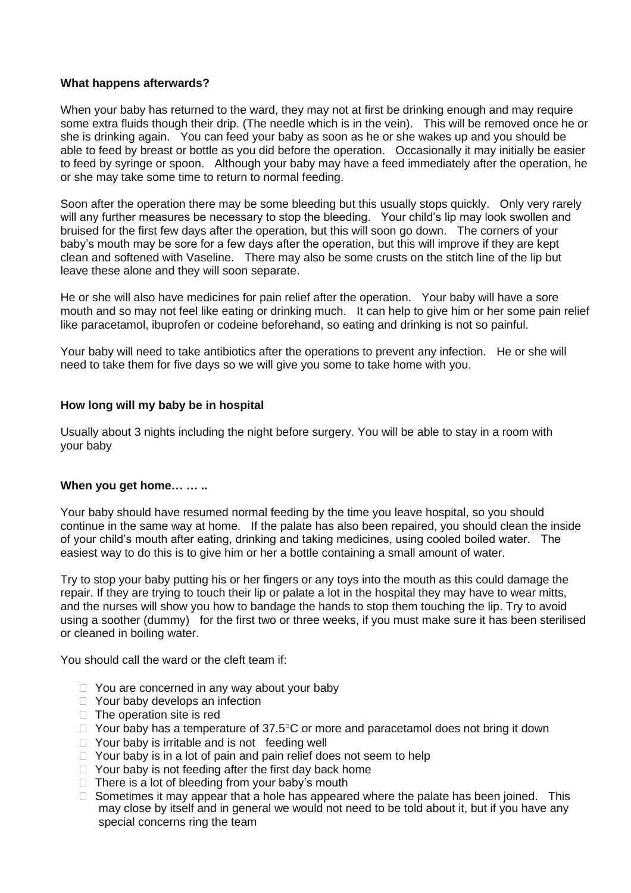**What happens afterwards?**

When your baby has returned to the ward, they may not at first be drinking enough and may require some extra fluids though their drip. (The needle which is in the vein). This will be removed once he or she is drinking again. You can feed your baby as soon as he or she wakes up and you should be able to feed by breast or bottle as you did before the operation. Occasionally it may initially be easier to feed by syringe or spoon. Although your baby may have a feed immediately after the operation, he or she may take some time to return to normal feeding.

Soon after the operation there may be some bleeding but this usually stops quickly. Only very rarely will any further measures be necessary to stop the bleeding. Your child's lip may look swollen and bruised for the first few days after the operation, but this will soon go down. The corners of your baby's mouth may be sore for a few days after the operation, but this will improve if they are kept clean and softened with Vaseline. There may also be some crusts on the stitch line of the lip but leave these alone and they will soon separate.

He or she will also have medicines for pain relief after the operation. Your baby will have a sore mouth and so may not feel like eating or drinking much. It can help to give him or her some pain relief like paracetamol, ibuprofen or codeine beforehand, so eating and drinking is not so painful.

Your baby will need to take antibiotics after the operations to prevent any infection. He or she will need to take them for five days so we will give you some to take home with you.

**How long will my baby be in hospital**

Usually about 3 nights including the night before surgery. You will be able to stay in a room with your baby

**When you get home… … ..**

Your baby should have resumed normal feeding by the time you leave hospital, so you should continue in the same way at home. If the palate has also been repaired, you should clean the inside of your child's mouth after eating, drinking and taking medicines, using cooled boiled water. The easiest way to do this is to give him or her a bottle containing a small amount of water.

Try to stop your baby putting his or her fingers or any toys into the mouth as this could damage the repair. If they are trying to touch their lip or palate a lot in the hospital they may have to wear mitts, and the nurses will show you how to bandage the hands to stop them touching the lip. Try to avoid using a soother (dummy) for the first two or three weeks, if you must make sure it has been sterilised or cleaned in boiling water.

You should call the ward or the cleft team if:

- You are concerned in any way about your baby
- Your baby develops an infection
- The operation site is red
- Your baby has a temperature of 37.5°C or more and paracetamol does not bring it down
- Your baby is irritable and is not feeding well
- Your baby is in a lot of pain and pain relief does not seem to help
- Your baby is not feeding after the first day back home
- There is a lot of bleeding from your baby's mouth
- Sometimes it may appear that a hole has appeared where the palate has been joined. This may close by itself and in general we would not need to be told about it, but if you have any special concerns ring the team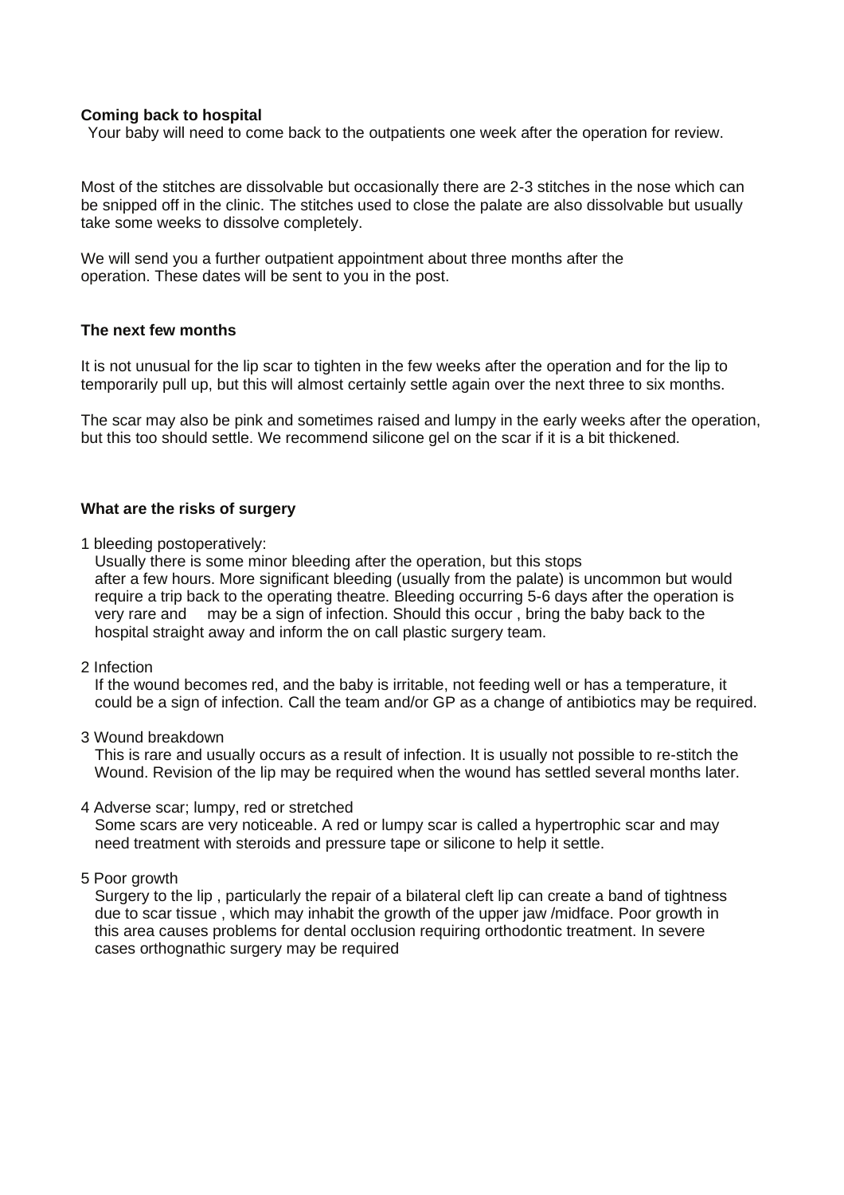**Coming back to hospital**

Your baby will need to come back to the outpatients one week after the operation for review.

Most of the stitches are dissolvable but occasionally there are 2-3 stitches in the nose which can be snipped off in the clinic. The stitches used to close the palate are also dissolvable but usually take some weeks to dissolve completely.

We will send you a further outpatient appointment about three months after the operation. These dates will be sent to you in the post.

**The next few months**

It is not unusual for the lip scar to tighten in the few weeks after the operation and for the lip to temporarily pull up, but this will almost certainly settle again over the next three to six months.

The scar may also be pink and sometimes raised and lumpy in the early weeks after the operation, but this too should settle. We recommend silicone gel on the scar if it is a bit thickened.

**What are the risks of surgery**

1 bleeding postoperatively:
Usually there is some minor bleeding after the operation, but this stops after a few hours. More significant bleeding (usually from the palate) is uncommon but would require a trip back to the operating theatre. Bleeding occurring 5-6 days after the operation is very rare and may be a sign of infection. Should this occur , bring the baby back to the hospital straight away and inform the on call plastic surgery team.

2 Infection
If the wound becomes red, and the baby is irritable, not feeding well or has a temperature, it could be a sign of infection. Call the team and/or GP as a change of antibiotics may be required.

3 Wound breakdown
This is rare and usually occurs as a result of infection. It is usually not possible to re-stitch the Wound. Revision of the lip may be required when the wound has settled several months later.

4 Adverse scar; lumpy, red or stretched
Some scars are very noticeable. A red or lumpy scar is called a hypertrophic scar and may need treatment with steroids and pressure tape or silicone to help it settle.

5 Poor growth
Surgery to the lip , particularly the repair of a bilateral cleft lip can create a band of tightness due to scar tissue , which may inhabit the growth of the upper jaw /midface. Poor growth in this area causes problems for dental occlusion requiring orthodontic treatment. In severe cases orthognathic surgery may be required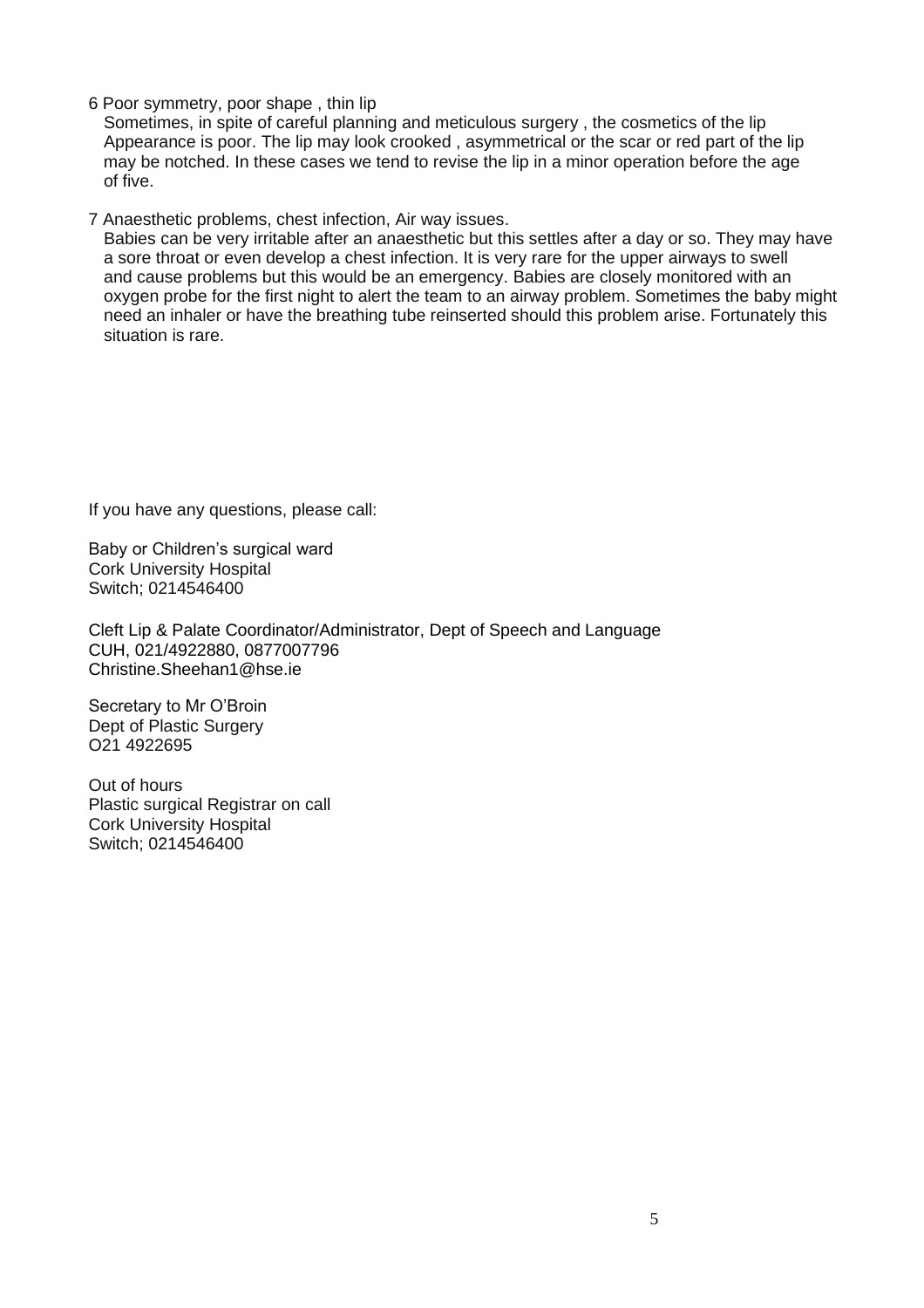6 Poor symmetry, poor shape , thin lip

Sometimes, in spite of careful planning and meticulous surgery , the cosmetics of the lip Appearance is poor. The lip may look crooked , asymmetrical or the scar or red part of the lip may be notched. In these cases we tend to revise the lip in a minor operation before the age of five.

7 Anaesthetic problems, chest infection, Air way issues.

Babies can be very irritable after an anaesthetic but this settles after a day or so. They may have a sore throat or even develop a chest infection. It is very rare for the upper airways to swell and cause problems but this would be an emergency. Babies are closely monitored with an oxygen probe for the first night to alert the team to an airway problem. Sometimes the baby might need an inhaler or have the breathing tube reinserted should this problem arise. Fortunately this situation is rare.

If you have any questions, please call:

Baby or Children's surgical ward
Cork University Hospital
Switch; 0214546400

Cleft Lip & Palate Coordinator/Administrator, Dept of Speech and Language
CUH, 021/4922880, 0877007796
Christine.Sheehan1@hse.ie

Secretary to Mr O'Broin
Dept of Plastic Surgery
O21 4922695

Out of hours
Plastic surgical Registrar on call
Cork University Hospital
Switch; 0214546400